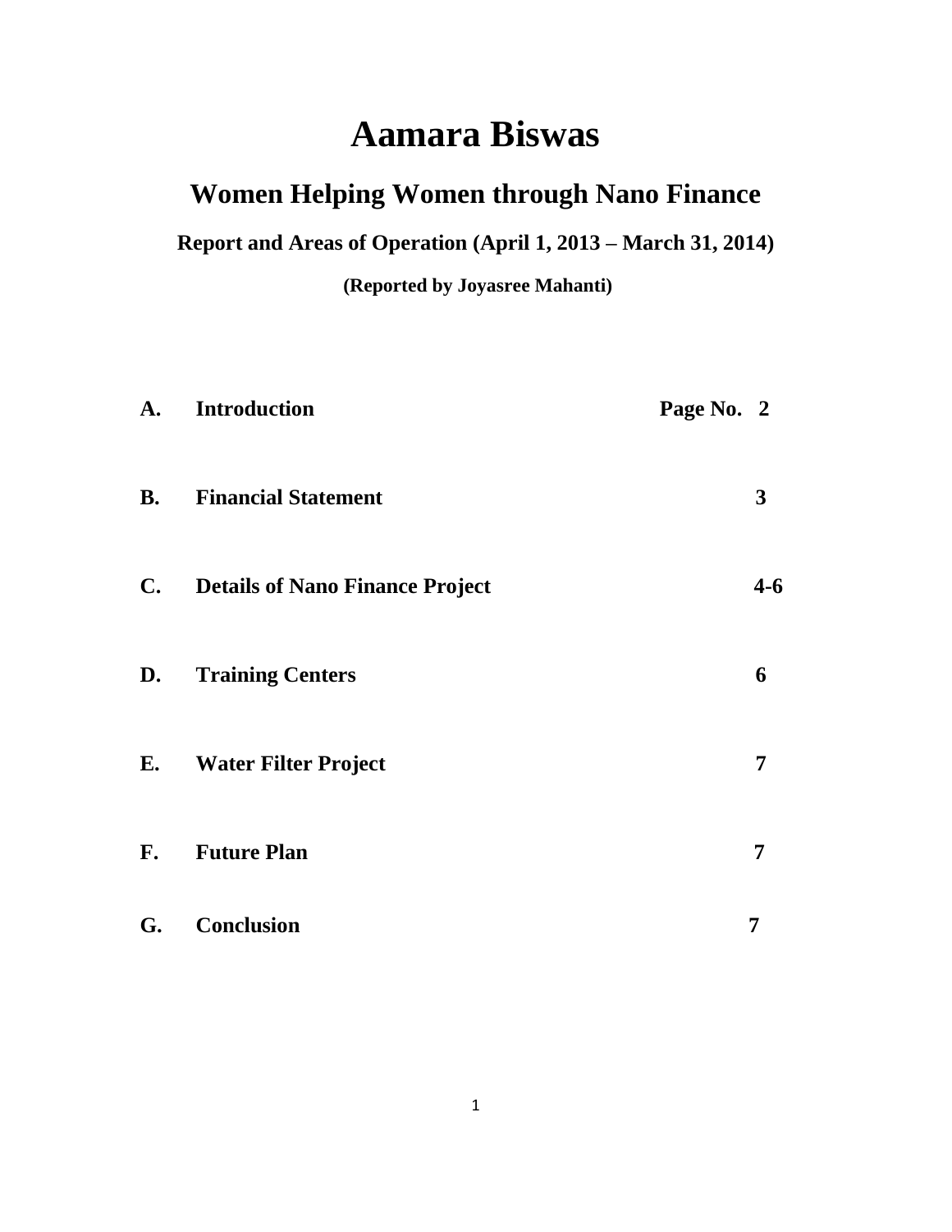# Aamara Biswas

## Women Helping Women through Nano Finance

**Report and Areas of Operation (April 1, 2013 – March 31, 2014)**

**(Reported by Joyasree Mahanti)**

| | | |
|---|---|---|
| **A.** | **Introduction** | **Page No. 2** |
| **B.** | **Financial Statement** | **3** |
| **C.** | **Details of Nano Finance Project** | **4-6** |
| **D.** | **Training Centers** | **6** |
| **E.** | **Water Filter Project** | **7** |
| **F.** | **Future Plan** | **7** |
| **G.** | **Conclusion** | **7** |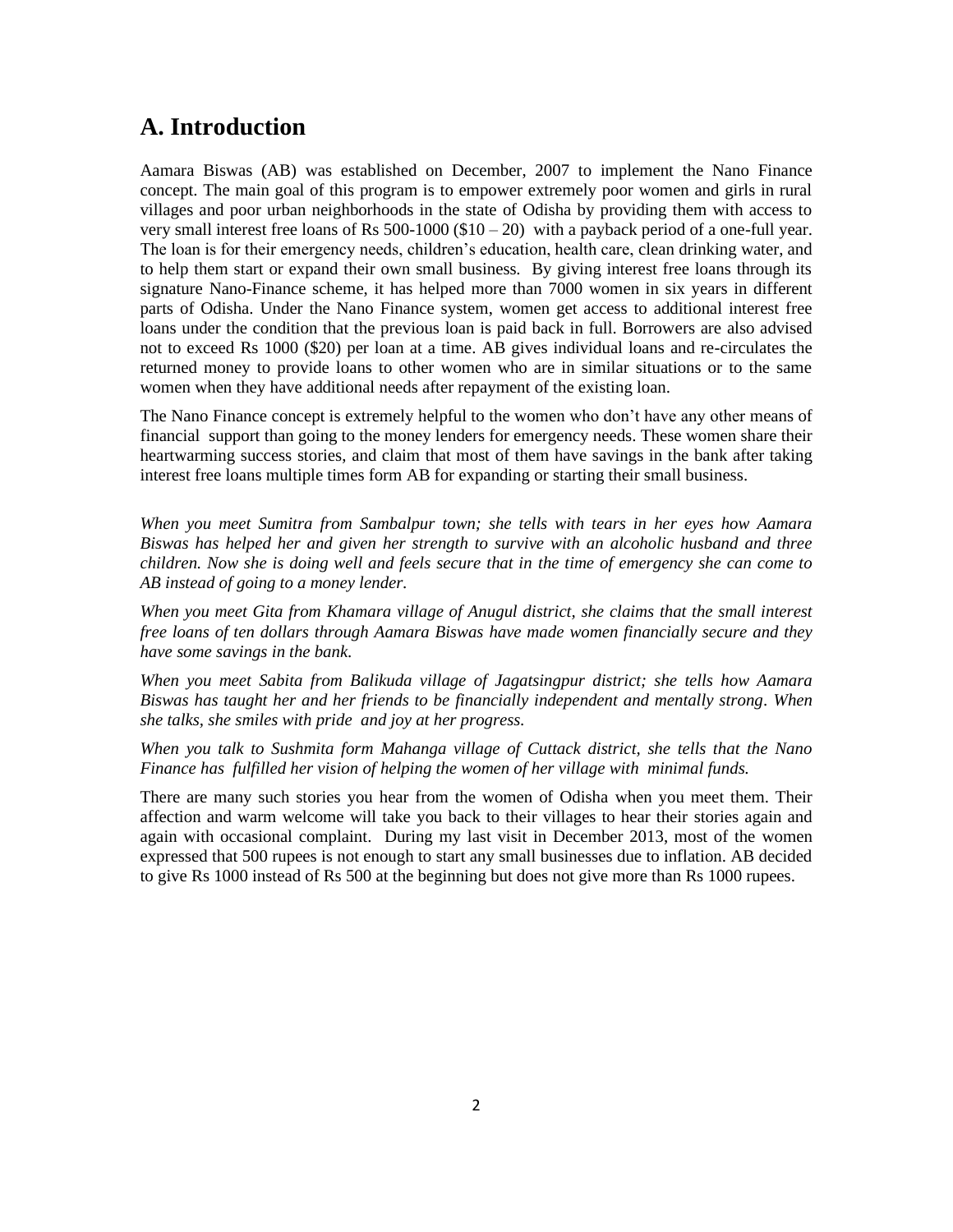## A. Introduction

Aamara Biswas (AB) was established on December, 2007 to implement the Nano Finance concept. The main goal of this program is to empower extremely poor women and girls in rural villages and poor urban neighborhoods in the state of Odisha by providing them with access to very small interest free loans of Rs 500-1000 ($10 – 20) with a payback period of a one-full year. The loan is for their emergency needs, children's education, health care, clean drinking water, and to help them start or expand their own small business. By giving interest free loans through its signature Nano-Finance scheme, it has helped more than 7000 women in six years in different parts of Odisha. Under the Nano Finance system, women get access to additional interest free loans under the condition that the previous loan is paid back in full. Borrowers are also advised not to exceed Rs 1000 ($20) per loan at a time. AB gives individual loans and re-circulates the returned money to provide loans to other women who are in similar situations or to the same women when they have additional needs after repayment of the existing loan.

The Nano Finance concept is extremely helpful to the women who don't have any other means of financial support than going to the money lenders for emergency needs. These women share their heartwarming success stories, and claim that most of them have savings in the bank after taking interest free loans multiple times form AB for expanding or starting their small business.

*When you meet Sumitra from Sambalpur town; she tells with tears in her eyes how Aamara Biswas has helped her and given her strength to survive with an alcoholic husband and three children. Now she is doing well and feels secure that in the time of emergency she can come to AB instead of going to a money lender.*

*When you meet Gita from Khamara village of Anugul district, she claims that the small interest free loans of ten dollars through Aamara Biswas have made women financially secure and they have some savings in the bank.*

*When you meet Sabita from Balikuda village of Jagatsingpur district; she tells how Aamara Biswas has taught her and her friends to be financially independent and mentally strong. When she talks, she smiles with pride and joy at her progress.*

*When you talk to Sushmita form Mahanga village of Cuttack district, she tells that the Nano Finance has fulfilled her vision of helping the women of her village with minimal funds.*

There are many such stories you hear from the women of Odisha when you meet them. Their affection and warm welcome will take you back to their villages to hear their stories again and again with occasional complaint. During my last visit in December 2013, most of the women expressed that 500 rupees is not enough to start any small businesses due to inflation. AB decided to give Rs 1000 instead of Rs 500 at the beginning but does not give more than Rs 1000 rupees.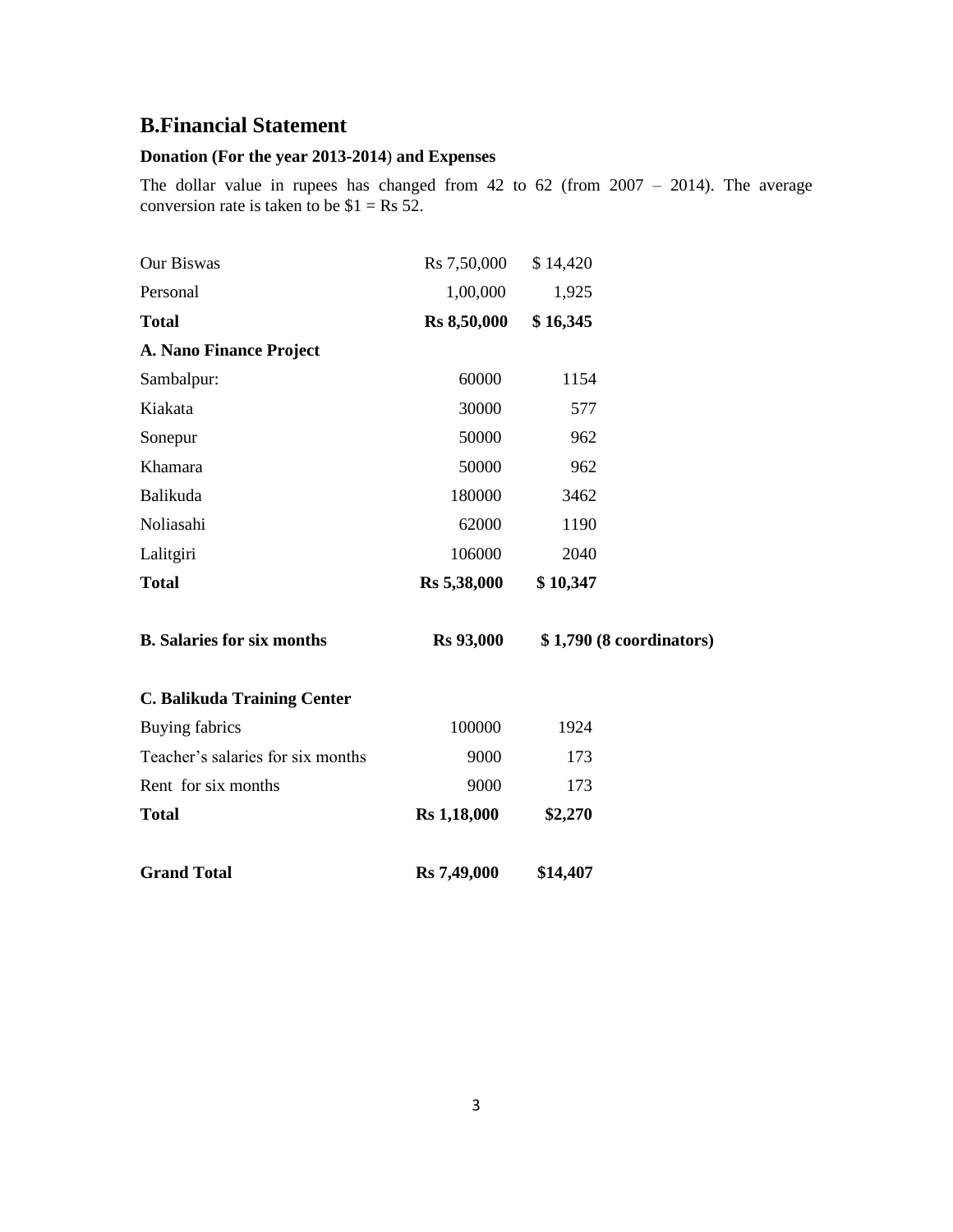## B.Financial Statement

**Donation (For the year 2013-2014) and Expenses**

The dollar value in rupees has changed from 42 to 62 (from 2007 – 2014). The average conversion rate is taken to be $1 = Rs 52.

| | | |
|---|---|---|
| Our Biswas | Rs 7,50,000 | $ 14,420 |
| Personal | 1,00,000 | 1,925 |
| **Total** | **Rs 8,50,000** | **$ 16,345** |
| **A. Nano Finance Project** | | |
| Sambalpur: | 60000 | 1154 |
| Kiakata | 30000 | 577 |
| Sonepur | 50000 | 962 |
| Khamara | 50000 | 962 |
| Balikuda | 180000 | 3462 |
| Noliasahi | 62000 | 1190 |
| Lalitgiri | 106000 | 2040 |
| **Total** | **Rs 5,38,000** | **$ 10,347** |
| **B. Salaries for six months** | **Rs 93,000** | **$ 1,790 (8 coordinators)** |
| **C. Balikuda Training Center** | | |
| Buying fabrics | 100000 | 1924 |
| Teacher's salaries for six months | 9000 | 173 |
| Rent for six months | 9000 | 173 |
| **Total** | **Rs 1,18,000** | **$2,270** |
| **Grand Total** | **Rs 7,49,000** | **$14,407** |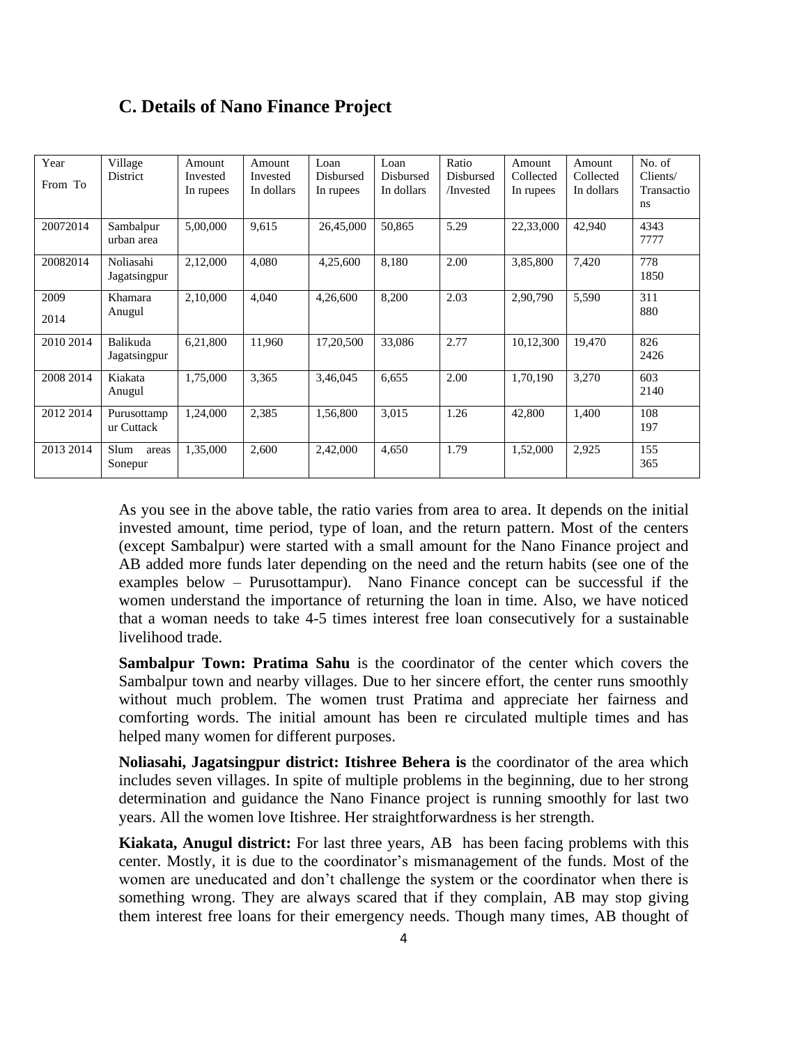## C. Details of Nano Finance Project

| Year From To | Village District | Amount Invested In rupees | Amount Invested In dollars | Loan Disbursed In rupees | Loan Disbursed In dollars | Ratio Disbursed /Invested | Amount Collected In rupees | Amount Collected In dollars | No. of Clients/ Transactions |
|---|---|---|---|---|---|---|---|---|---|
| 20072014 | Sambalpur urban area | 5,00,000 | 9,615 | 26,45,000 | 50,865 | 5.29 | 22,33,000 | 42,940 | 4343 7777 |
| 20082014 | Noliasahi Jagatsingpur | 2,12,000 | 4,080 | 4,25,600 | 8,180 | 2.00 | 3,85,800 | 7,420 | 778 1850 |
| 2009 2014 | Khamara Anugul | 2,10,000 | 4,040 | 4,26,600 | 8,200 | 2.03 | 2,90,790 | 5,590 | 311 880 |
| 2010 2014 | Balikuda Jagatsingpur | 6,21,800 | 11,960 | 17,20,500 | 33,086 | 2.77 | 10,12,300 | 19,470 | 826 2426 |
| 2008 2014 | Kiakata Anugul | 1,75,000 | 3,365 | 3,46,045 | 6,655 | 2.00 | 1,70,190 | 3,270 | 603 2140 |
| 2012 2014 | Purusottampur Cuttack | 1,24,000 | 2,385 | 1,56,800 | 3,015 | 1.26 | 42,800 | 1,400 | 108 197 |
| 2013 2014 | Slum areas Sonepur | 1,35,000 | 2,600 | 2,42,000 | 4,650 | 1.79 | 1,52,000 | 2,925 | 155 365 |

As you see in the above table, the ratio varies from area to area. It depends on the initial invested amount, time period, type of loan, and the return pattern. Most of the centers (except Sambalpur) were started with a small amount for the Nano Finance project and AB added more funds later depending on the need and the return habits (see one of the examples below – Purusottampur). Nano Finance concept can be successful if the women understand the importance of returning the loan in time. Also, we have noticed that a woman needs to take 4-5 times interest free loan consecutively for a sustainable livelihood trade.

**Sambalpur Town: Pratima Sahu** is the coordinator of the center which covers the Sambalpur town and nearby villages. Due to her sincere effort, the center runs smoothly without much problem. The women trust Pratima and appreciate her fairness and comforting words. The initial amount has been re circulated multiple times and has helped many women for different purposes.

**Noliasahi, Jagatsingpur district: Itishree Behera is** the coordinator of the area which includes seven villages. In spite of multiple problems in the beginning, due to her strong determination and guidance the Nano Finance project is running smoothly for last two years. All the women love Itishree. Her straightforwardness is her strength.

**Kiakata, Anugul district:** For last three years, AB has been facing problems with this center. Mostly, it is due to the coordinator's mismanagement of the funds. Most of the women are uneducated and don't challenge the system or the coordinator when there is something wrong. They are always scared that if they complain, AB may stop giving them interest free loans for their emergency needs. Though many times, AB thought of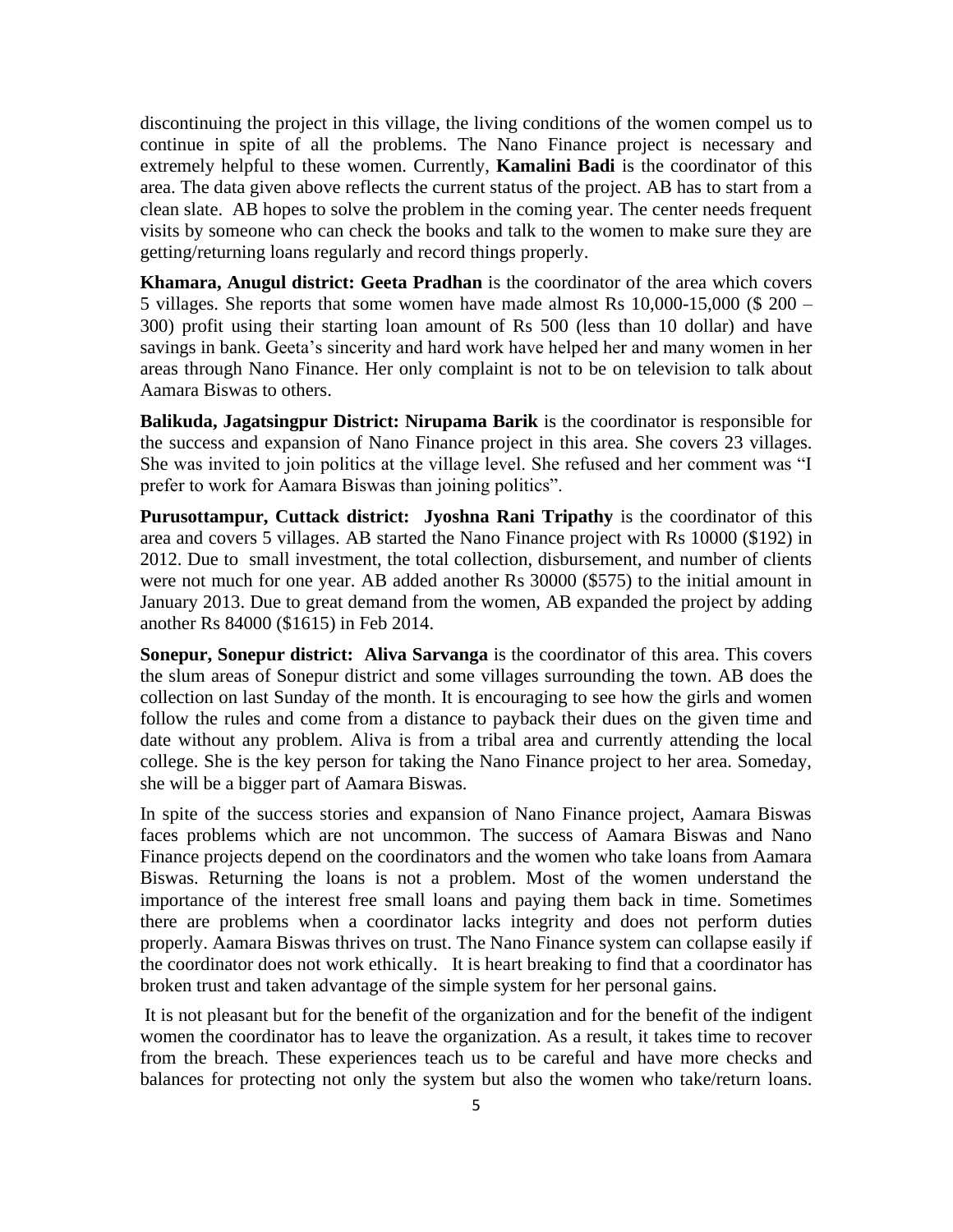discontinuing the project in this village, the living conditions of the women compel us to continue in spite of all the problems. The Nano Finance project is necessary and extremely helpful to these women. Currently, **Kamalini Badi** is the coordinator of this area. The data given above reflects the current status of the project. AB has to start from a clean slate. AB hopes to solve the problem in the coming year. The center needs frequent visits by someone who can check the books and talk to the women to make sure they are getting/returning loans regularly and record things properly.

**Khamara, Anugul district: Geeta Pradhan** is the coordinator of the area which covers 5 villages. She reports that some women have made almost Rs 10,000-15,000 ($ 200 – 300) profit using their starting loan amount of Rs 500 (less than 10 dollar) and have savings in bank. Geeta's sincerity and hard work have helped her and many women in her areas through Nano Finance. Her only complaint is not to be on television to talk about Aamara Biswas to others.

**Balikuda, Jagatsingpur District: Nirupama Barik** is the coordinator is responsible for the success and expansion of Nano Finance project in this area. She covers 23 villages. She was invited to join politics at the village level. She refused and her comment was "I prefer to work for Aamara Biswas than joining politics".

**Purusottampur, Cuttack district: Jyoshna Rani Tripathy** is the coordinator of this area and covers 5 villages. AB started the Nano Finance project with Rs 10000 ($192) in 2012. Due to small investment, the total collection, disbursement, and number of clients were not much for one year. AB added another Rs 30000 ($575) to the initial amount in January 2013. Due to great demand from the women, AB expanded the project by adding another Rs 84000 ($1615) in Feb 2014.

**Sonepur, Sonepur district: Aliva Sarvanga** is the coordinator of this area. This covers the slum areas of Sonepur district and some villages surrounding the town. AB does the collection on last Sunday of the month. It is encouraging to see how the girls and women follow the rules and come from a distance to payback their dues on the given time and date without any problem. Aliva is from a tribal area and currently attending the local college. She is the key person for taking the Nano Finance project to her area. Someday, she will be a bigger part of Aamara Biswas.

In spite of the success stories and expansion of Nano Finance project, Aamara Biswas faces problems which are not uncommon. The success of Aamara Biswas and Nano Finance projects depend on the coordinators and the women who take loans from Aamara Biswas. Returning the loans is not a problem. Most of the women understand the importance of the interest free small loans and paying them back in time. Sometimes there are problems when a coordinator lacks integrity and does not perform duties properly. Aamara Biswas thrives on trust. The Nano Finance system can collapse easily if the coordinator does not work ethically. It is heart breaking to find that a coordinator has broken trust and taken advantage of the simple system for her personal gains.

It is not pleasant but for the benefit of the organization and for the benefit of the indigent women the coordinator has to leave the organization. As a result, it takes time to recover from the breach. These experiences teach us to be careful and have more checks and balances for protecting not only the system but also the women who take/return loans.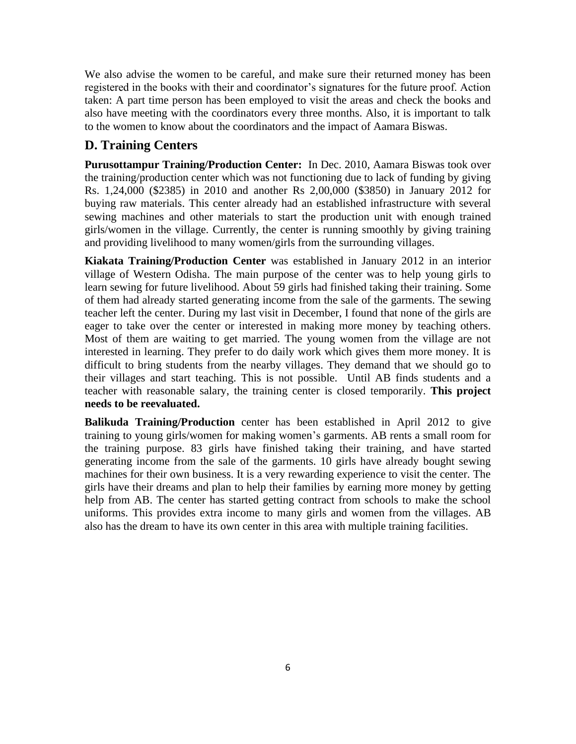We also advise the women to be careful, and make sure their returned money has been registered in the books with their and coordinator's signatures for the future proof. Action taken: A part time person has been employed to visit the areas and check the books and also have meeting with the coordinators every three months. Also, it is important to talk to the women to know about the coordinators and the impact of Aamara Biswas.

## D. Training Centers

**Purusottampur Training/Production Center:** In Dec. 2010, Aamara Biswas took over the training/production center which was not functioning due to lack of funding by giving Rs. 1,24,000 ($2385) in 2010 and another Rs 2,00,000 ($3850) in January 2012 for buying raw materials. This center already had an established infrastructure with several sewing machines and other materials to start the production unit with enough trained girls/women in the village. Currently, the center is running smoothly by giving training and providing livelihood to many women/girls from the surrounding villages.

**Kiakata Training/Production Center** was established in January 2012 in an interior village of Western Odisha. The main purpose of the center was to help young girls to learn sewing for future livelihood. About 59 girls had finished taking their training. Some of them had already started generating income from the sale of the garments. The sewing teacher left the center. During my last visit in December, I found that none of the girls are eager to take over the center or interested in making more money by teaching others. Most of them are waiting to get married. The young women from the village are not interested in learning. They prefer to do daily work which gives them more money. It is difficult to bring students from the nearby villages. They demand that we should go to their villages and start teaching. This is not possible. Until AB finds students and a teacher with reasonable salary, the training center is closed temporarily. **This project needs to be reevaluated.**

**Balikuda Training/Production** center has been established in April 2012 to give training to young girls/women for making women's garments. AB rents a small room for the training purpose. 83 girls have finished taking their training, and have started generating income from the sale of the garments. 10 girls have already bought sewing machines for their own business. It is a very rewarding experience to visit the center. The girls have their dreams and plan to help their families by earning more money by getting help from AB. The center has started getting contract from schools to make the school uniforms. This provides extra income to many girls and women from the villages. AB also has the dream to have its own center in this area with multiple training facilities.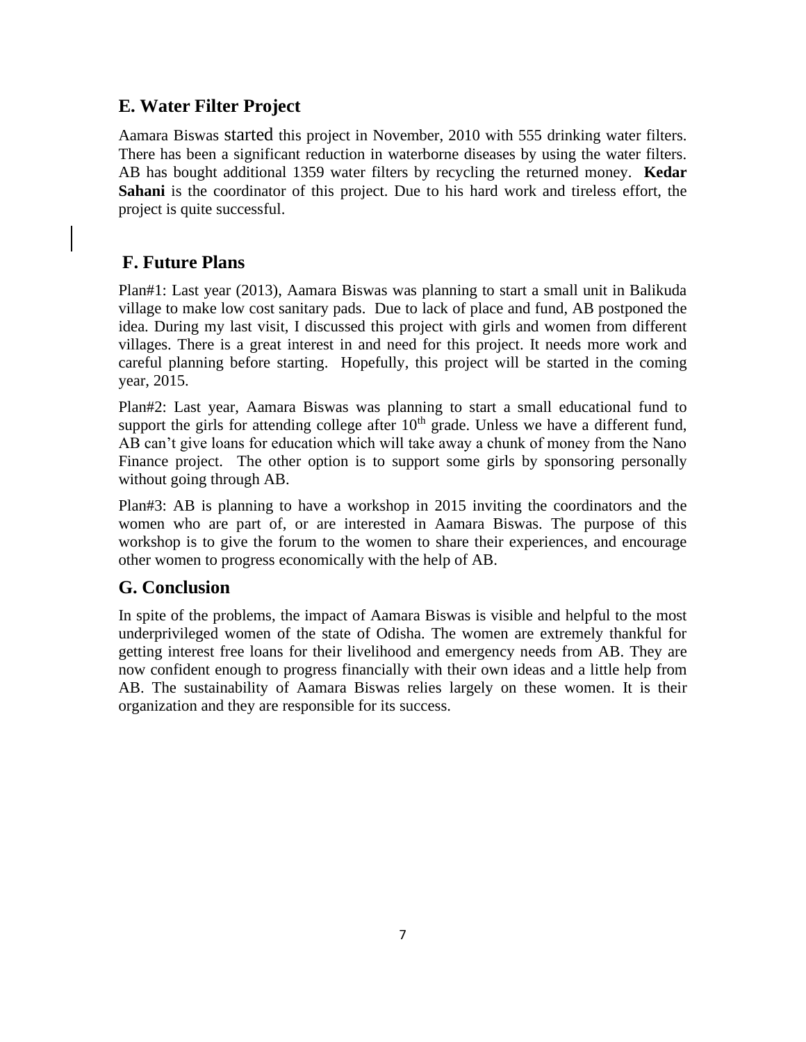## E. Water Filter Project

Aamara Biswas started this project in November, 2010 with 555 drinking water filters. There has been a significant reduction in waterborne diseases by using the water filters. AB has bought additional 1359 water filters by recycling the returned money. **Kedar Sahani** is the coordinator of this project. Due to his hard work and tireless effort, the project is quite successful.

## F. Future Plans

Plan#1: Last year (2013), Aamara Biswas was planning to start a small unit in Balikuda village to make low cost sanitary pads. Due to lack of place and fund, AB postponed the idea. During my last visit, I discussed this project with girls and women from different villages. There is a great interest in and need for this project. It needs more work and careful planning before starting. Hopefully, this project will be started in the coming year, 2015.

Plan#2: Last year, Aamara Biswas was planning to start a small educational fund to support the girls for attending college after 10th grade. Unless we have a different fund, AB can't give loans for education which will take away a chunk of money from the Nano Finance project. The other option is to support some girls by sponsoring personally without going through AB.

Plan#3: AB is planning to have a workshop in 2015 inviting the coordinators and the women who are part of, or are interested in Aamara Biswas. The purpose of this workshop is to give the forum to the women to share their experiences, and encourage other women to progress economically with the help of AB.

## G. Conclusion

In spite of the problems, the impact of Aamara Biswas is visible and helpful to the most underprivileged women of the state of Odisha. The women are extremely thankful for getting interest free loans for their livelihood and emergency needs from AB. They are now confident enough to progress financially with their own ideas and a little help from AB. The sustainability of Aamara Biswas relies largely on these women. It is their organization and they are responsible for its success.